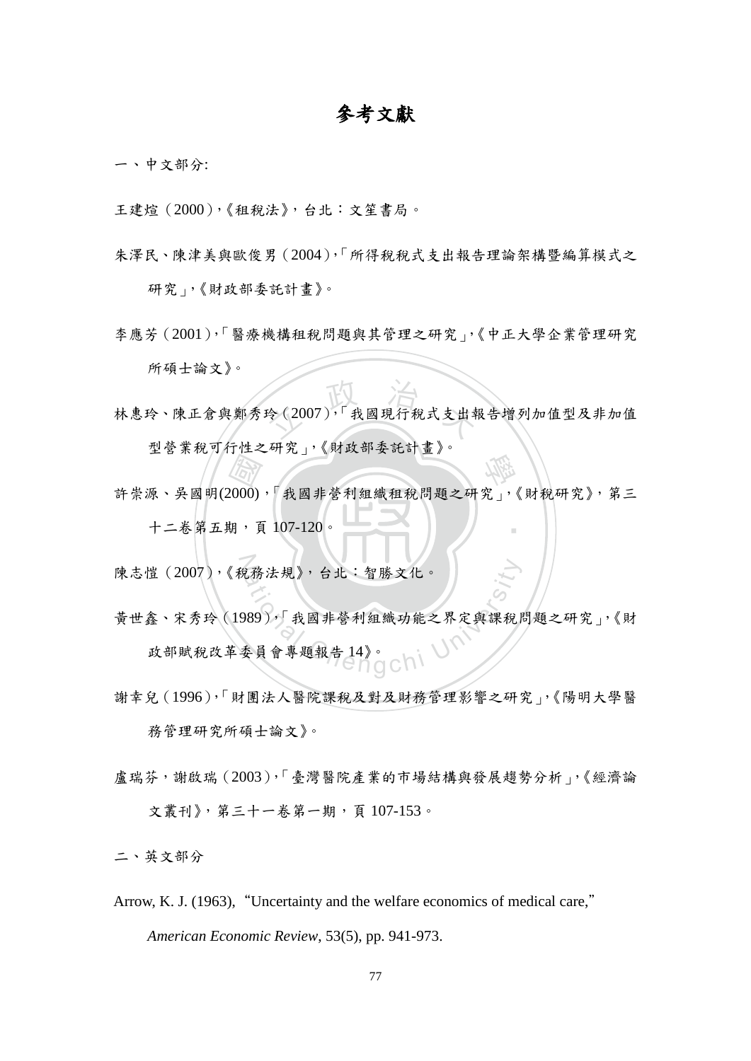# 參考文獻

一、中文部分:

王建煊（2000），《租稅法》，台北：文笙書局。

朱澤民、陳津美與歐俊男（2004），「所得稅稅式支出報告理論架構暨編算模式之研究」，《財政部委託計畫》。

李應芳（2001），「醫療機構租稅問題與其管理之研究」，《中正大學企業管理研究所碩士論文》。

林惠玲、陳正倉與鄭秀玲（2007），「我國現行稅式支出報告增列加值型及非加值型營業稅可行性之研究」，《財政部委託計畫》。

許崇源、吳國明(2000)，「我國非營利組織租稅問題之研究」，《財稅研究》，第三十二卷第五期，頁 107-120。

陳志愷（2007），《稅務法規》，台北：智勝文化。

黃世鑫、宋秀玲（1989），「我國非營利組織功能之界定與課稅問題之研究」，《財政部賦稅改革委員會專題報告 14》。

謝幸兒（1996），「財團法人醫院課稅及對及財務管理影響之研究」，《陽明大學醫務管理研究所碩士論文》。

盧瑞芬，謝啟瑞（2003），「臺灣醫院產業的市場結構與發展趨勢分析」，《經濟論文叢刊》，第三十一卷第一期，頁 107-153。

二、英文部分

Arrow, K. J. (1963), "Uncertainty and the welfare economics of medical care," *American Economic Review*, 53(5), pp. 941-973.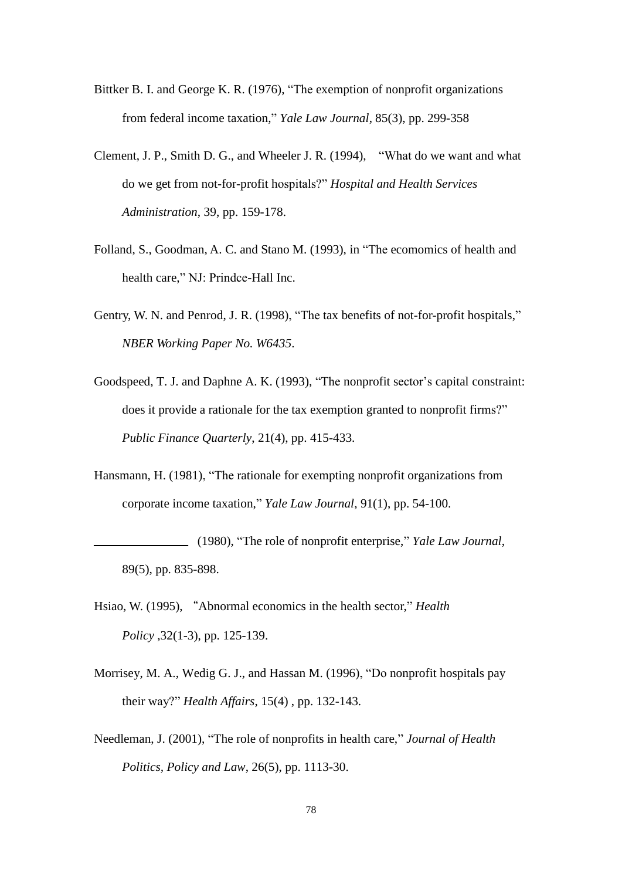Bittker B. I. and George K. R. (1976), "The exemption of nonprofit organizations from federal income taxation," *Yale Law Journal*, 85(3), pp. 299-358

Clement, J. P., Smith D. G., and Wheeler J. R. (1994), "What do we want and what do we get from not-for-profit hospitals?" *Hospital and Health Services Administration*, 39, pp. 159-178.

Folland, S., Goodman, A. C. and Stano M. (1993), in "The ecomomics of health and health care," NJ: Prindce-Hall Inc.

Gentry, W. N. and Penrod, J. R. (1998), "The tax benefits of not-for-profit hospitals," *NBER Working Paper No. W6435*.

Goodspeed, T. J. and Daphne A. K. (1993), "The nonprofit sector's capital constraint: does it provide a rationale for the tax exemption granted to nonprofit firms?" *Public Finance Quarterly*, 21(4), pp. 415-433.

Hansmann, H. (1981), "The rationale for exempting nonprofit organizations from corporate income taxation," *Yale Law Journal*, 91(1), pp. 54-100.

\_\_\_\_\_\_\_\_\_\_\_\_\_\_\_ (1980), "The role of nonprofit enterprise," *Yale Law Journal*, 89(5), pp. 835-898.

Hsiao, W. (1995), "Abnormal economics in the health sector," *Health Policy* ,32(1-3), pp. 125-139.

Morrisey, M. A., Wedig G. J., and Hassan M. (1996), "Do nonprofit hospitals pay their way?" *Health Affairs*, 15(4) , pp. 132-143.

Needleman, J. (2001), "The role of nonprofits in health care," *Journal of Health Politics, Policy and Law*, 26(5), pp. 1113-30.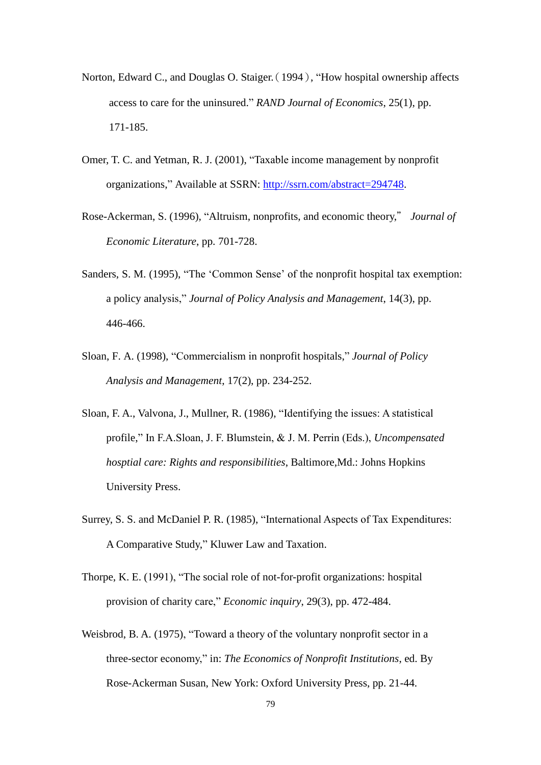Norton, Edward C., and Douglas O. Staiger.（1994）, “How hospital ownership affects access to care for the uninsured.” *RAND Journal of Economics*, 25(1), pp. 171-185.

Omer, T. C. and Yetman, R. J. (2001), “Taxable income management by nonprofit organizations,” Available at SSRN: http://ssrn.com/abstract=294748.

Rose-Ackerman, S. (1996), “Altruism, nonprofits, and economic theory,” *Journal of Economic Literature*, pp. 701-728.

Sanders, S. M. (1995), “The ‘Common Sense’ of the nonprofit hospital tax exemption: a policy analysis,” *Journal of Policy Analysis and Management*, 14(3), pp. 446-466.

Sloan, F. A. (1998), “Commercialism in nonprofit hospitals,” *Journal of Policy Analysis and Management*, 17(2), pp. 234-252.

Sloan, F. A., Valvona, J., Mullner, R. (1986), “Identifying the issues: A statistical profile,” In F.A.Sloan, J. F. Blumstein, & J. M. Perrin (Eds.), *Uncompensated hosptial care: Rights and responsibilities*, Baltimore,Md.: Johns Hopkins University Press.

Surrey, S. S. and McDaniel P. R. (1985), “International Aspects of Tax Expenditures: A Comparative Study,” Kluwer Law and Taxation.

Thorpe, K. E. (1991), “The social role of not-for-profit organizations: hospital provision of charity care,” *Economic inquiry*, 29(3), pp. 472-484.

Weisbrod, B. A. (1975), “Toward a theory of the voluntary nonprofit sector in a three-sector economy,” in: *The Economics of Nonprofit Institutions*, ed. By Rose-Ackerman Susan, New York: Oxford University Press, pp. 21-44.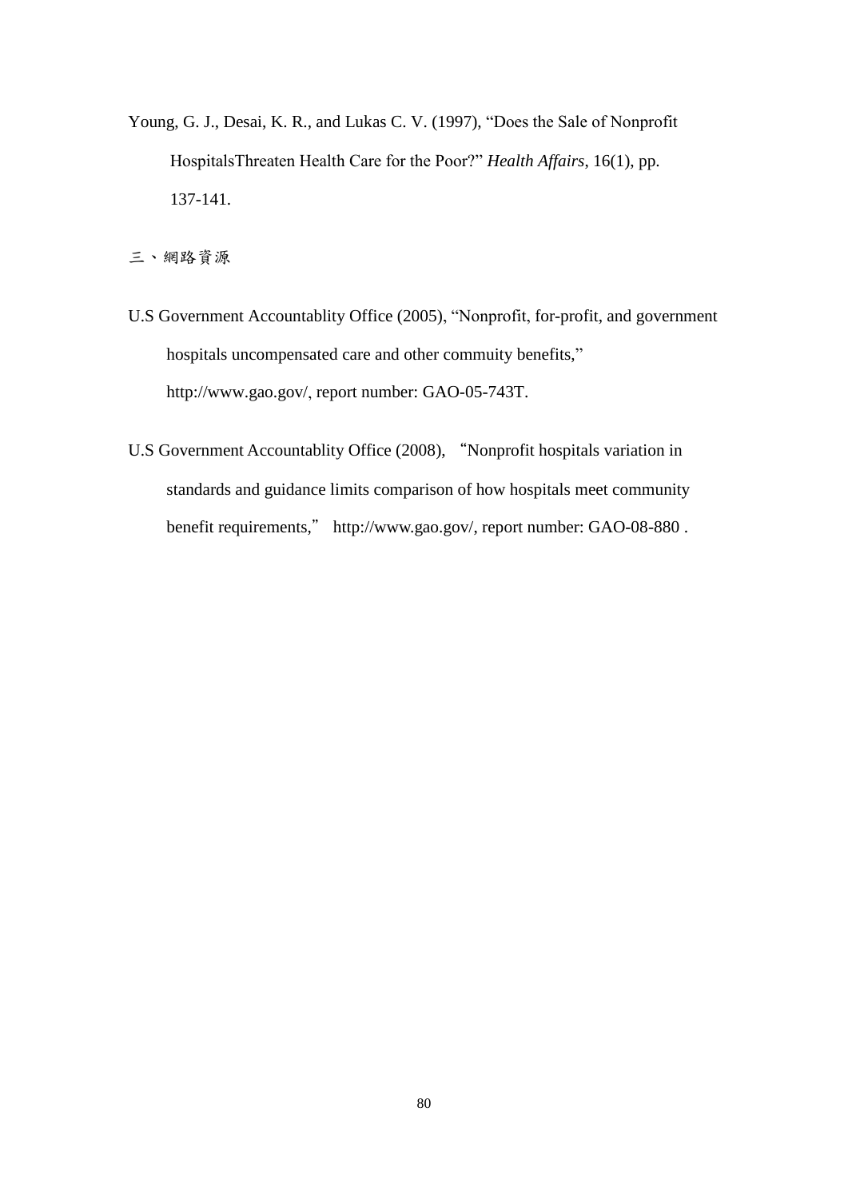Young, G. J., Desai, K. R., and Lukas C. V. (1997), “Does the Sale of Nonprofit HospitalsThreaten Health Care for the Poor?” *Health Affairs*, 16(1), pp. 137-141.

## 三、網路資源

U.S Government Accountablity Office (2005), “Nonprofit, for-profit, and government hospitals uncompensated care and other commuity benefits,” http://www.gao.gov/, report number: GAO-05-743T.

U.S Government Accountablity Office (2008), “Nonprofit hospitals variation in standards and guidance limits comparison of how hospitals meet community benefit requirements,” http://www.gao.gov/, report number: GAO-08-880 .